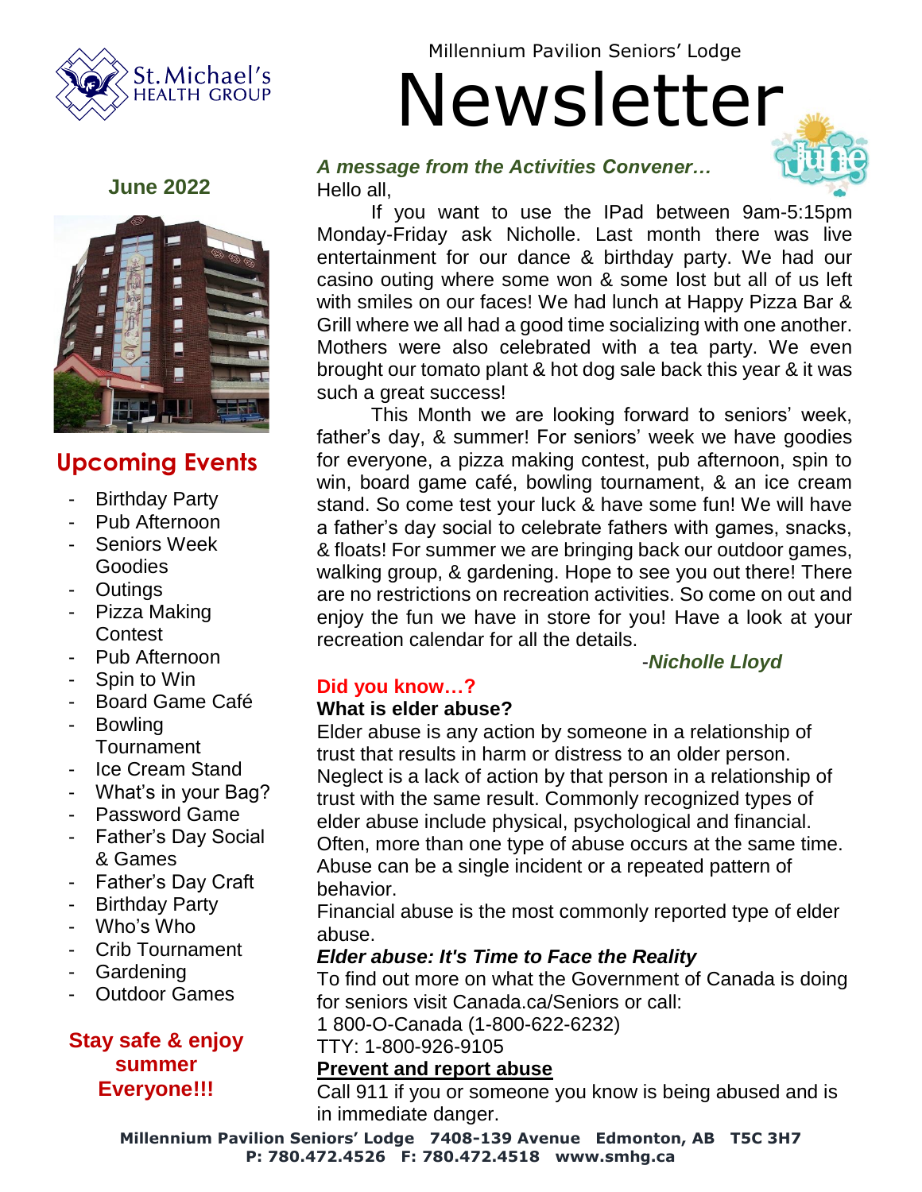St. Michael's HEALTH GROUP

Millennium Pavilion Seniors' Lodge

# Newsletter

**June 2022**

## Upcoming Events

- Birthday Party
- Pub Afternoon
- Seniors Week Goodies
- Outings
- Pizza Making Contest
- Pub Afternoon
- Spin to Win
- Board Game Café
- Bowling Tournament
- Ice Cream Stand
- What's in your Bag?
- Password Game
- Father's Day Social & Games
- Father's Day Craft
- Birthday Party
- Who's Who
- Crib Tournament
- Gardening
- Outdoor Games

**Stay safe & enjoy summer Everyone!!!**

***A message from the Activities Convener…***

Hello all,

If you want to use the IPad between 9am-5:15pm Monday-Friday ask Nicholle. Last month there was live entertainment for our dance & birthday party. We had our casino outing where some won & some lost but all of us left with smiles on our faces! We had lunch at Happy Pizza Bar & Grill where we all had a good time socializing with one another. Mothers were also celebrated with a tea party. We even brought our tomato plant & hot dog sale back this year & it was such a great success!

This Month we are looking forward to seniors' week, father's day, & summer! For seniors' week we have goodies for everyone, a pizza making contest, pub afternoon, spin to win, board game café, bowling tournament, & an ice cream stand. So come test your luck & have some fun! We will have a father's day social to celebrate fathers with games, snacks, & floats! For summer we are bringing back our outdoor games, walking group, & gardening. Hope to see you out there! There are no restrictions on recreation activities. So come on out and enjoy the fun we have in store for you! Have a look at your recreation calendar for all the details.

-***Nicholle Lloyd***

### Did you know…?

**What is elder abuse?**

Elder abuse is any action by someone in a relationship of trust that results in harm or distress to an older person. Neglect is a lack of action by that person in a relationship of trust with the same result. Commonly recognized types of elder abuse include physical, psychological and financial. Often, more than one type of abuse occurs at the same time. Abuse can be a single incident or a repeated pattern of behavior.

Financial abuse is the most commonly reported type of elder abuse.

***Elder abuse: It's Time to Face the Reality***

To find out more on what the Government of Canada is doing for seniors visit Canada.ca/Seniors or call:

1 800-O-Canada (1-800-622-6232)

TTY: 1-800-926-9105

**Prevent and report abuse**

Call 911 if you or someone you know is being abused and is in immediate danger.

**Millennium Pavilion Seniors' Lodge 7408-139 Avenue Edmonton, AB T5C 3H7**
**P: 780.472.4526 F: 780.472.4518 www.smhg.ca**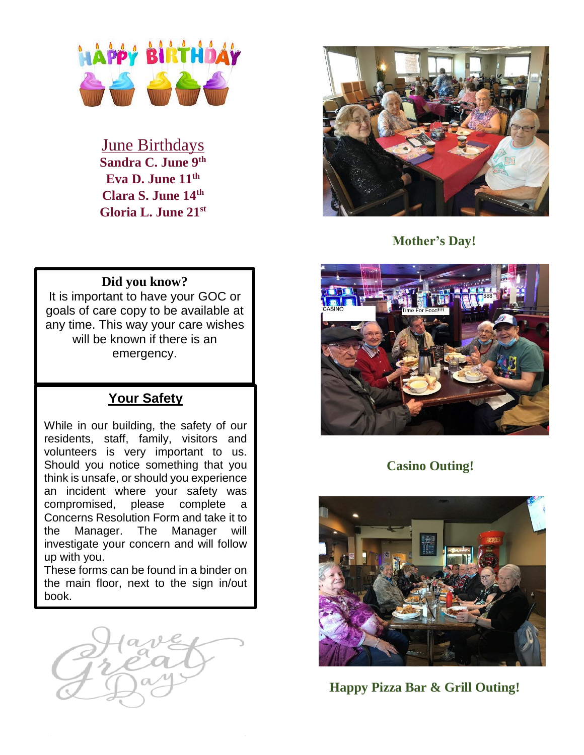## June Birthdays

**Sandra C. June 9th**
**Eva D. June 11th**
**Clara S. June 14th**
**Gloria L. June 21st**

### Did you know?

It is important to have your GOC or goals of care copy to be available at any time. This way your care wishes will be known if there is an emergency.

### Your Safety

While in our building, the safety of our residents, staff, family, visitors and volunteers is very important to us. Should you notice something that you think is unsafe, or should you experience an incident where your safety was compromised, please complete a Concerns Resolution Form and take it to the Manager. The Manager will investigate your concern and will follow up with you.

These forms can be found in a binder on the main floor, next to the sign in/out book.

Have a Great Day

**Mother's Day!**

**Casino Outing!**

**Happy Pizza Bar & Grill Outing!**